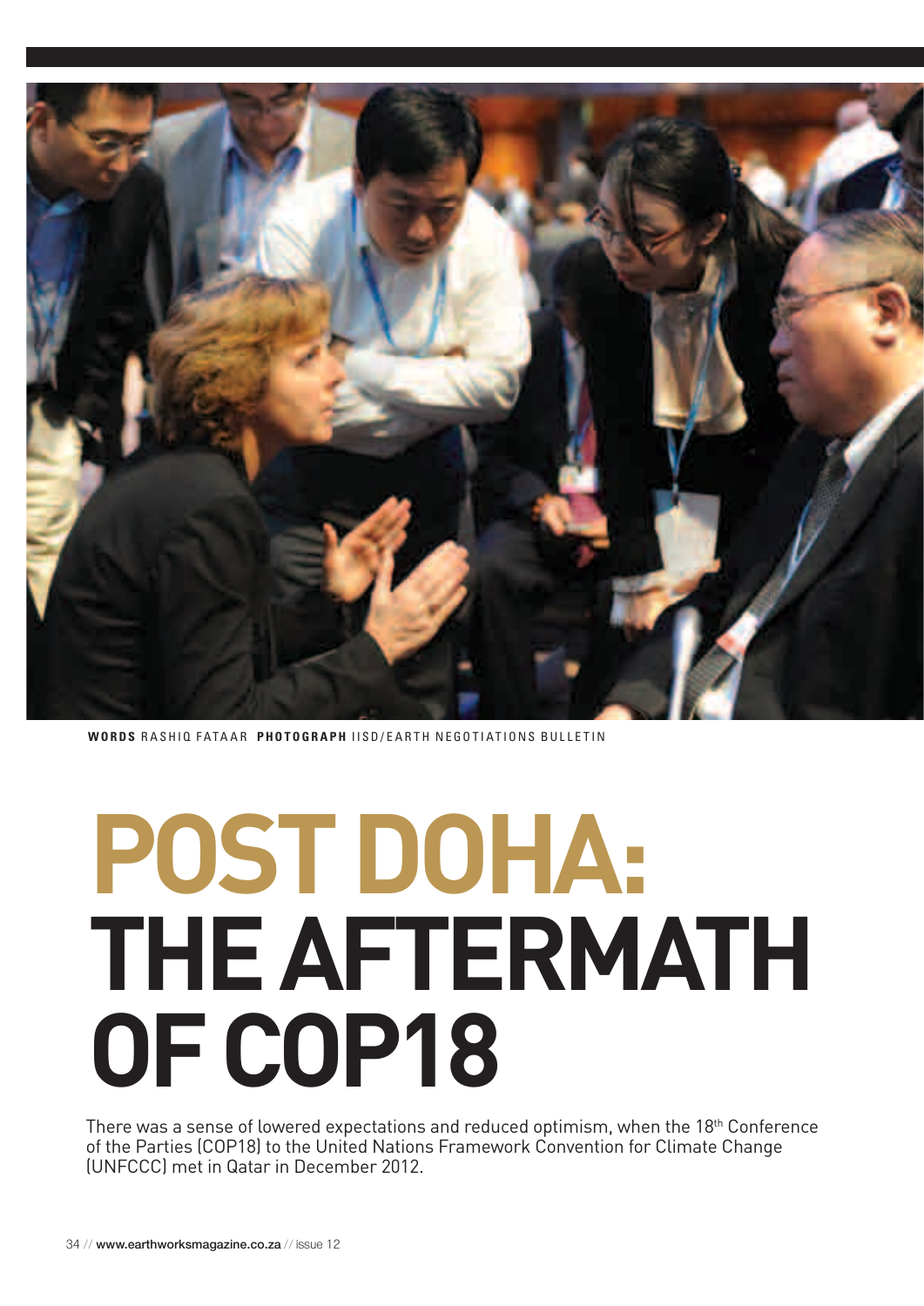**WORDS** RASHIQ FATAAR **PHOTOGRAPH** IISD/EARTH NEGOTIATIONS BULLETIN

# POST DOHA: THE AFTERMATH OF COP18

There was a sense of lowered expectations and reduced optimism, when the 18th Conference of the Parties (COP18) to the United Nations Framework Convention for Climate Change (UNFCCC) met in Qatar in December 2012.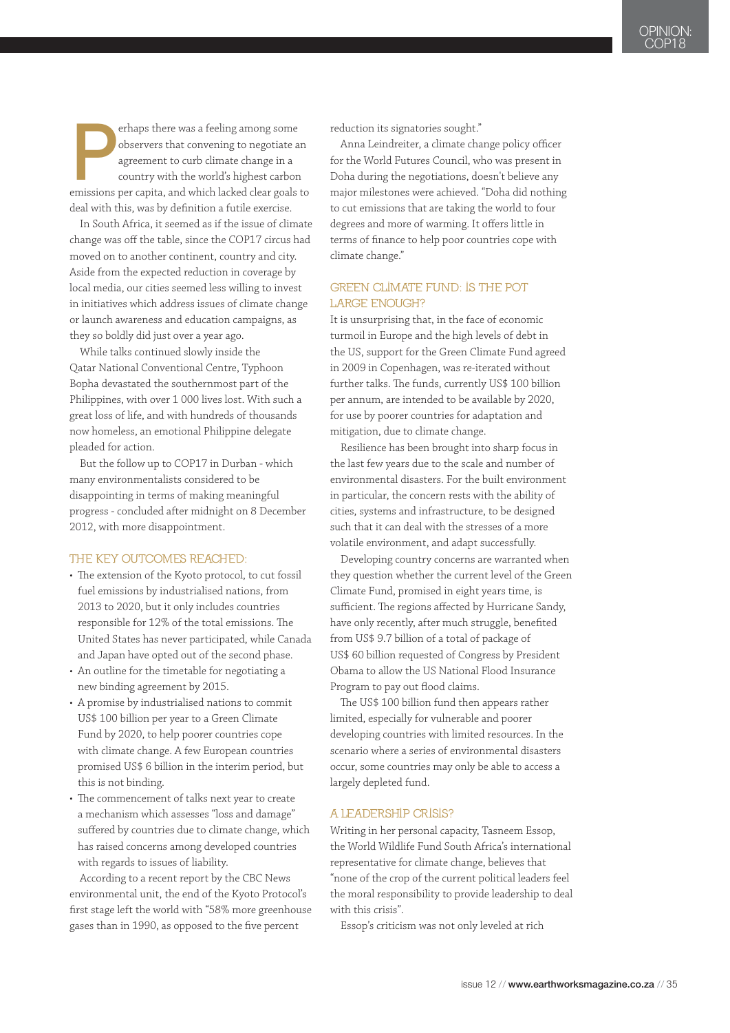Perhaps there was a feeling among some observers that convening to negotiate an agreement to curb climate change in a country with the world's highest carbon emissions per capita, and which lacked clear goals to deal with this, was by definition a futile exercise.

In South Africa, it seemed as if the issue of climate change was off the table, since the COP17 circus had moved on to another continent, country and city. Aside from the expected reduction in coverage by local media, our cities seemed less willing to invest in initiatives which address issues of climate change or launch awareness and education campaigns, as they so boldly did just over a year ago.

While talks continued slowly inside the Qatar National Conventional Centre, Typhoon Bopha devastated the southernmost part of the Philippines, with over 1 000 lives lost. With such a great loss of life, and with hundreds of thousands now homeless, an emotional Philippine delegate pleaded for action.

But the follow up to COP17 in Durban - which many environmentalists considered to be disappointing in terms of making meaningful progress - concluded after midnight on 8 December 2012, with more disappointment.

## THE KEY OUTCOMES REACHED:

- The extension of the Kyoto protocol, to cut fossil fuel emissions by industrialised nations, from 2013 to 2020, but it only includes countries responsible for 12% of the total emissions. The United States has never participated, while Canada and Japan have opted out of the second phase.
- An outline for the timetable for negotiating a new binding agreement by 2015.
- A promise by industrialised nations to commit US$ 100 billion per year to a Green Climate Fund by 2020, to help poorer countries cope with climate change. A few European countries promised US$ 6 billion in the interim period, but this is not binding.
- The commencement of talks next year to create a mechanism which assesses "loss and damage" suffered by countries due to climate change, which has raised concerns among developed countries with regards to issues of liability.

According to a recent report by the CBC News environmental unit, the end of the Kyoto Protocol's first stage left the world with "58% more greenhouse gases than in 1990, as opposed to the five percent reduction its signatories sought."

Anna Leindreiter, a climate change policy officer for the World Futures Council, who was present in Doha during the negotiations, doesn't believe any major milestones were achieved. "Doha did nothing to cut emissions that are taking the world to four degrees and more of warming. It offers little in terms of finance to help poor countries cope with climate change."

## GREEN CLIMATE FUND: IS THE POT LARGE ENOUGH?

It is unsurprising that, in the face of economic turmoil in Europe and the high levels of debt in the US, support for the Green Climate Fund agreed in 2009 in Copenhagen, was re-iterated without further talks. The funds, currently US$ 100 billion per annum, are intended to be available by 2020, for use by poorer countries for adaptation and mitigation, due to climate change.

Resilience has been brought into sharp focus in the last few years due to the scale and number of environmental disasters. For the built environment in particular, the concern rests with the ability of cities, systems and infrastructure, to be designed such that it can deal with the stresses of a more volatile environment, and adapt successfully.

Developing country concerns are warranted when they question whether the current level of the Green Climate Fund, promised in eight years time, is sufficient. The regions affected by Hurricane Sandy, have only recently, after much struggle, benefited from US$ 9.7 billion of a total of package of US$ 60 billion requested of Congress by President Obama to allow the US National Flood Insurance Program to pay out flood claims.

The US$ 100 billion fund then appears rather limited, especially for vulnerable and poorer developing countries with limited resources. In the scenario where a series of environmental disasters occur, some countries may only be able to access a largely depleted fund.

## A LEADERSHIP CRISIS?

Writing in her personal capacity, Tasneem Essop, the World Wildlife Fund South Africa's international representative for climate change, believes that "none of the crop of the current political leaders feel the moral responsibility to provide leadership to deal with this crisis".

Essop's criticism was not only leveled at rich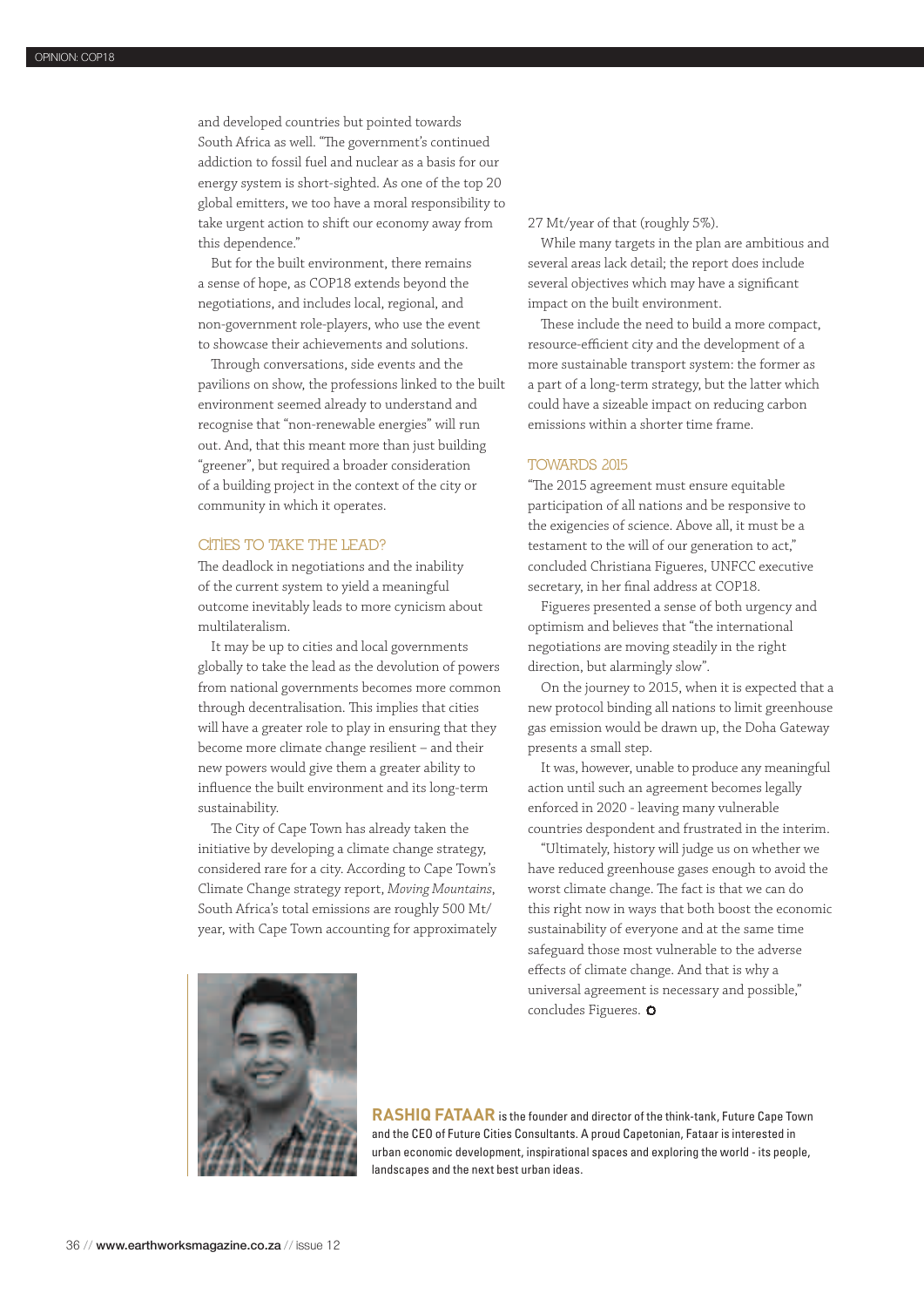and developed countries but pointed towards South Africa as well. "The government's continued addiction to fossil fuel and nuclear as a basis for our energy system is short-sighted. As one of the top 20 global emitters, we too have a moral responsibility to take urgent action to shift our economy away from this dependence."

But for the built environment, there remains a sense of hope, as COP18 extends beyond the negotiations, and includes local, regional, and non-government role-players, who use the event to showcase their achievements and solutions.

Through conversations, side events and the pavilions on show, the professions linked to the built environment seemed already to understand and recognise that "non-renewable energies" will run out. And, that this meant more than just building "greener", but required a broader consideration of a building project in the context of the city or community in which it operates.

## CITIES TO TAKE THE LEAD?

The deadlock in negotiations and the inability of the current system to yield a meaningful outcome inevitably leads to more cynicism about multilateralism.

It may be up to cities and local governments globally to take the lead as the devolution of powers from national governments becomes more common through decentralisation. This implies that cities will have a greater role to play in ensuring that they become more climate change resilient – and their new powers would give them a greater ability to influence the built environment and its long-term sustainability.

The City of Cape Town has already taken the initiative by developing a climate change strategy, considered rare for a city. According to Cape Town's Climate Change strategy report, *Moving Mountains*, South Africa's total emissions are roughly 500 Mt/year, with Cape Town accounting for approximately 27 Mt/year of that (roughly 5%).

While many targets in the plan are ambitious and several areas lack detail; the report does include several objectives which may have a significant impact on the built environment.

These include the need to build a more compact, resource-efficient city and the development of a more sustainable transport system: the former as a part of a long-term strategy, but the latter which could have a sizeable impact on reducing carbon emissions within a shorter time frame.

## TOWARDS 2015

"The 2015 agreement must ensure equitable participation of all nations and be responsive to the exigencies of science. Above all, it must be a testament to the will of our generation to act," concluded Christiana Figueres, UNFCC executive secretary, in her final address at COP18.

Figueres presented a sense of both urgency and optimism and believes that "the international negotiations are moving steadily in the right direction, but alarmingly slow".

On the journey to 2015, when it is expected that a new protocol binding all nations to limit greenhouse gas emission would be drawn up, the Doha Gateway presents a small step.

It was, however, unable to produce any meaningful action until such an agreement becomes legally enforced in 2020 - leaving many vulnerable countries despondent and frustrated in the interim.

"Ultimately, history will judge us on whether we have reduced greenhouse gases enough to avoid the worst climate change. The fact is that we can do this right now in ways that both boost the economic sustainability of everyone and at the same time safeguard those most vulnerable to the adverse effects of climate change. And that is why a universal agreement is necessary and possible," concludes Figueres.

**RASHIQ FATAAR** is the founder and director of the think-tank, Future Cape Town and the CEO of Future Cities Consultants. A proud Capetonian, Fataar is interested in urban economic development, inspirational spaces and exploring the world - its people, landscapes and the next best urban ideas.